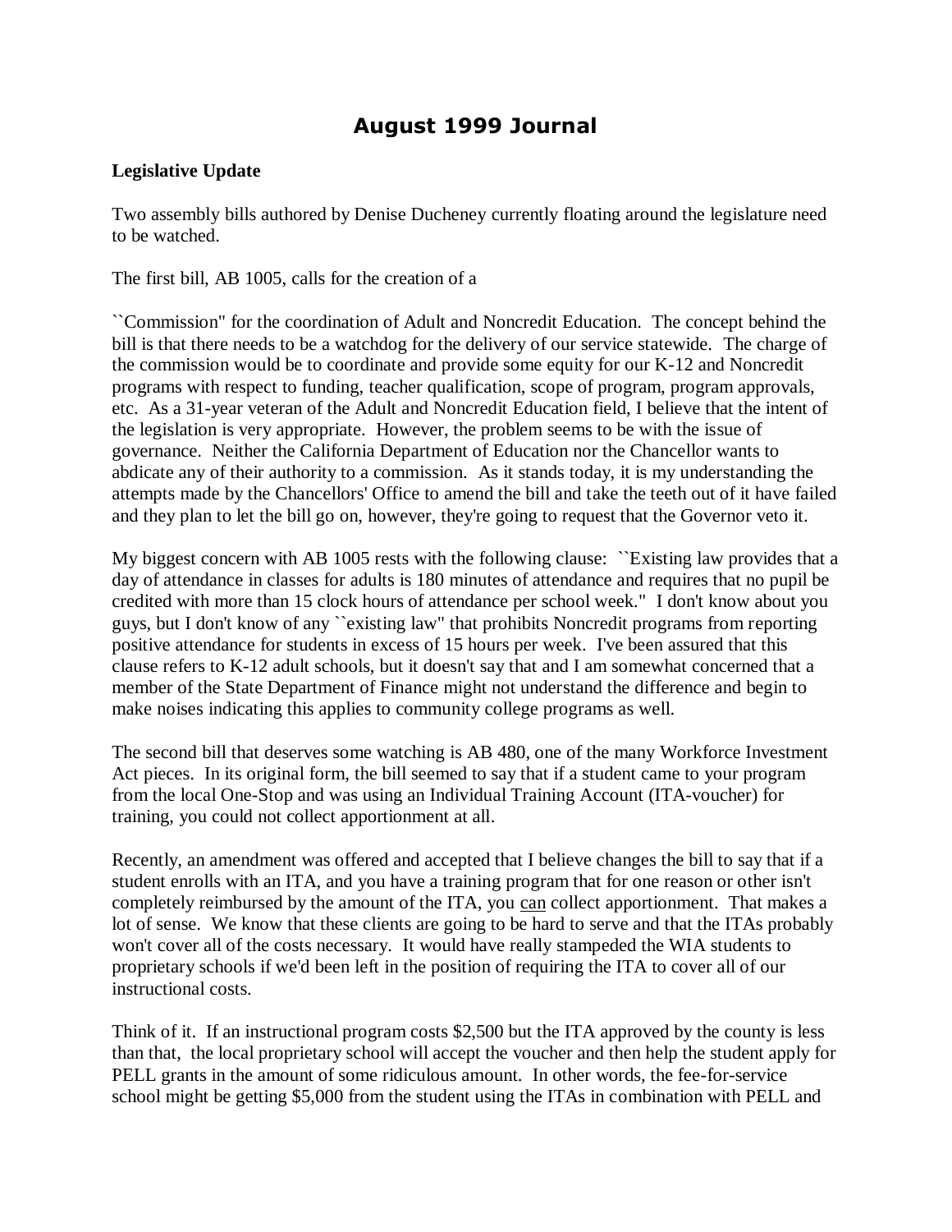# August 1999 Journal

**Legislative Update**

Two assembly bills authored by Denise Ducheney currently floating around the legislature need to be watched.

The first bill, AB 1005, calls for the creation of a

``Commission" for the coordination of Adult and Noncredit Education. The concept behind the bill is that there needs to be a watchdog for the delivery of our service statewide. The charge of the commission would be to coordinate and provide some equity for our K-12 and Noncredit programs with respect to funding, teacher qualification, scope of program, program approvals, etc. As a 31-year veteran of the Adult and Noncredit Education field, I believe that the intent of the legislation is very appropriate. However, the problem seems to be with the issue of governance. Neither the California Department of Education nor the Chancellor wants to abdicate any of their authority to a commission. As it stands today, it is my understanding the attempts made by the Chancellors' Office to amend the bill and take the teeth out of it have failed and they plan to let the bill go on, however, they're going to request that the Governor veto it.

My biggest concern with AB 1005 rests with the following clause: ``Existing law provides that a day of attendance in classes for adults is 180 minutes of attendance and requires that no pupil be credited with more than 15 clock hours of attendance per school week." I don't know about you guys, but I don't know of any ``existing law" that prohibits Noncredit programs from reporting positive attendance for students in excess of 15 hours per week. I've been assured that this clause refers to K-12 adult schools, but it doesn't say that and I am somewhat concerned that a member of the State Department of Finance might not understand the difference and begin to make noises indicating this applies to community college programs as well.

The second bill that deserves some watching is AB 480, one of the many Workforce Investment Act pieces. In its original form, the bill seemed to say that if a student came to your program from the local One-Stop and was using an Individual Training Account (ITA-voucher) for training, you could not collect apportionment at all.

Recently, an amendment was offered and accepted that I believe changes the bill to say that if a student enrolls with an ITA, and you have a training program that for one reason or other isn't completely reimbursed by the amount of the ITA, you <u>can</u> collect apportionment. That makes a lot of sense. We know that these clients are going to be hard to serve and that the ITAs probably won't cover all of the costs necessary. It would have really stampeded the WIA students to proprietary schools if we'd been left in the position of requiring the ITA to cover all of our instructional costs.

Think of it. If an instructional program costs $2,500 but the ITA approved by the county is less than that, the local proprietary school will accept the voucher and then help the student apply for PELL grants in the amount of some ridiculous amount. In other words, the fee-for-service school might be getting $5,000 from the student using the ITAs in combination with PELL and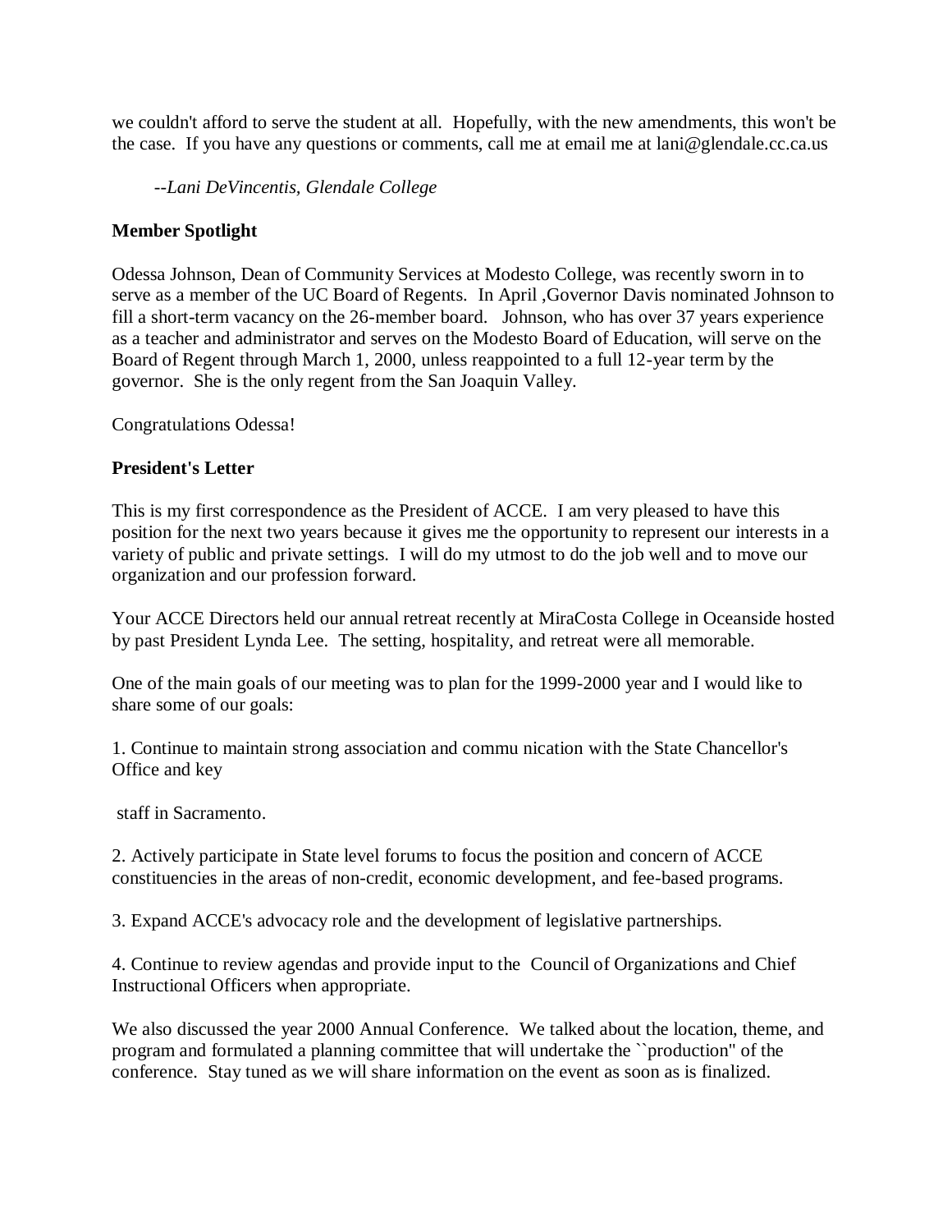we couldn't afford to serve the student at all. Hopefully, with the new amendments, this won't be the case. If you have any questions or comments, call me at email me at lani@glendale.cc.ca.us

*--Lani DeVincentis, Glendale College*

**Member Spotlight**

Odessa Johnson, Dean of Community Services at Modesto College, was recently sworn in to serve as a member of the UC Board of Regents. In April ,Governor Davis nominated Johnson to fill a short-term vacancy on the 26-member board. Johnson, who has over 37 years experience as a teacher and administrator and serves on the Modesto Board of Education, will serve on the Board of Regent through March 1, 2000, unless reappointed to a full 12-year term by the governor. She is the only regent from the San Joaquin Valley.

Congratulations Odessa!

**President's Letter**

This is my first correspondence as the President of ACCE. I am very pleased to have this position for the next two years because it gives me the opportunity to represent our interests in a variety of public and private settings. I will do my utmost to do the job well and to move our organization and our profession forward.

Your ACCE Directors held our annual retreat recently at MiraCosta College in Oceanside hosted by past President Lynda Lee. The setting, hospitality, and retreat were all memorable.

One of the main goals of our meeting was to plan for the 1999-2000 year and I would like to share some of our goals:

1. Continue to maintain strong association and commu nication with the State Chancellor's Office and key

staff in Sacramento.

2. Actively participate in State level forums to focus the position and concern of ACCE constituencies in the areas of non-credit, economic development, and fee-based programs.

3. Expand ACCE's advocacy role and the development of legislative partnerships.

4. Continue to review agendas and provide input to the Council of Organizations and Chief Instructional Officers when appropriate.

We also discussed the year 2000 Annual Conference. We talked about the location, theme, and program and formulated a planning committee that will undertake the ``production'' of the conference. Stay tuned as we will share information on the event as soon as is finalized.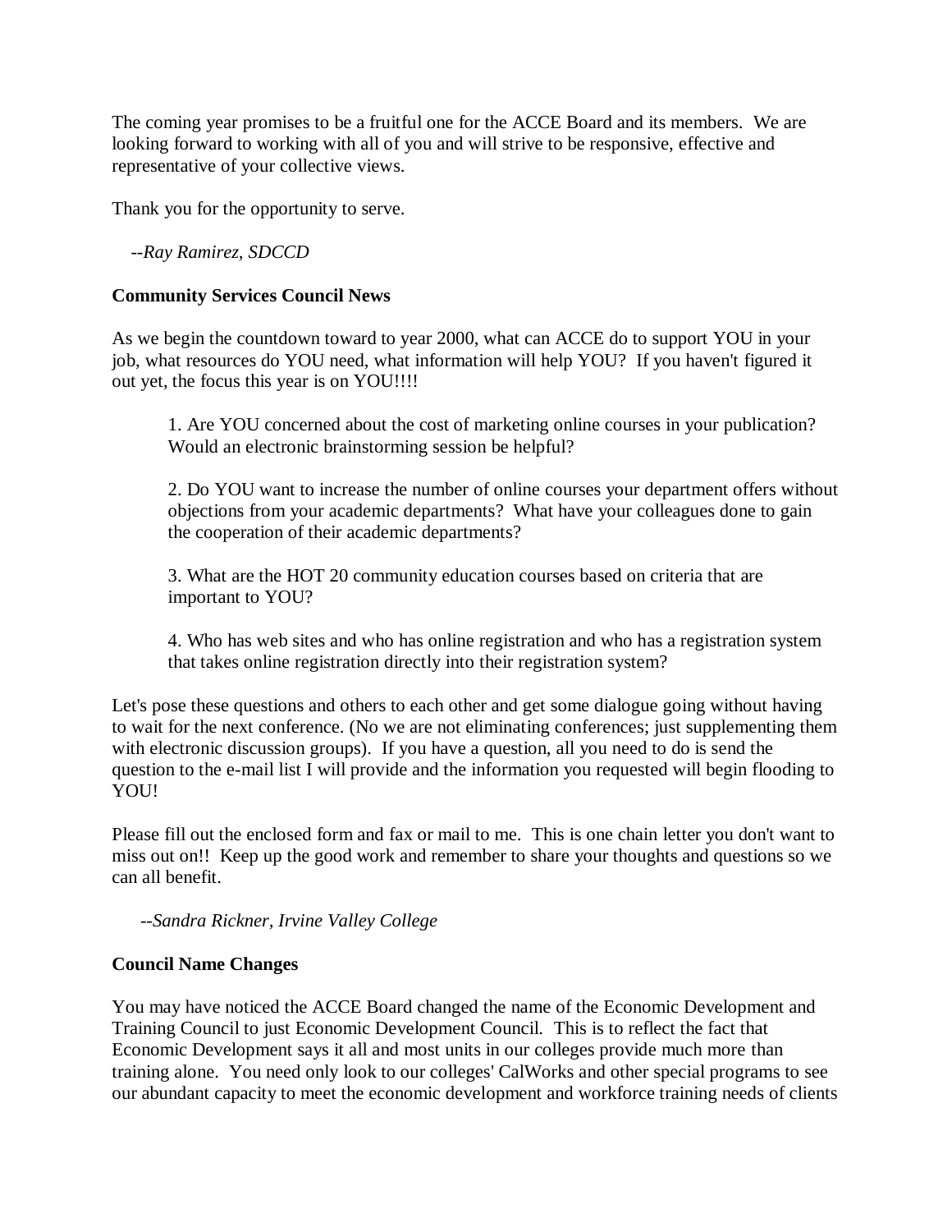The coming year promises to be a fruitful one for the ACCE Board and its members. We are looking forward to working with all of you and will strive to be responsive, effective and representative of your collective views.

Thank you for the opportunity to serve.

*--Ray Ramirez, SDCCD*

**Community Services Council News**

As we begin the countdown toward to year 2000, what can ACCE do to support YOU in your job, what resources do YOU need, what information will help YOU? If you haven't figured it out yet, the focus this year is on YOU!!!!

1. Are YOU concerned about the cost of marketing online courses in your publication? Would an electronic brainstorming session be helpful?

2. Do YOU want to increase the number of online courses your department offers without objections from your academic departments? What have your colleagues done to gain the cooperation of their academic departments?

3. What are the HOT 20 community education courses based on criteria that are important to YOU?

4. Who has web sites and who has online registration and who has a registration system that takes online registration directly into their registration system?

Let's pose these questions and others to each other and get some dialogue going without having to wait for the next conference. (No we are not eliminating conferences; just supplementing them with electronic discussion groups). If you have a question, all you need to do is send the question to the e-mail list I will provide and the information you requested will begin flooding to YOU!

Please fill out the enclosed form and fax or mail to me. This is one chain letter you don't want to miss out on!! Keep up the good work and remember to share your thoughts and questions so we can all benefit.

*--Sandra Rickner, Irvine Valley College*

**Council Name Changes**

You may have noticed the ACCE Board changed the name of the Economic Development and Training Council to just Economic Development Council. This is to reflect the fact that Economic Development says it all and most units in our colleges provide much more than training alone. You need only look to our colleges' CalWorks and other special programs to see our abundant capacity to meet the economic development and workforce training needs of clients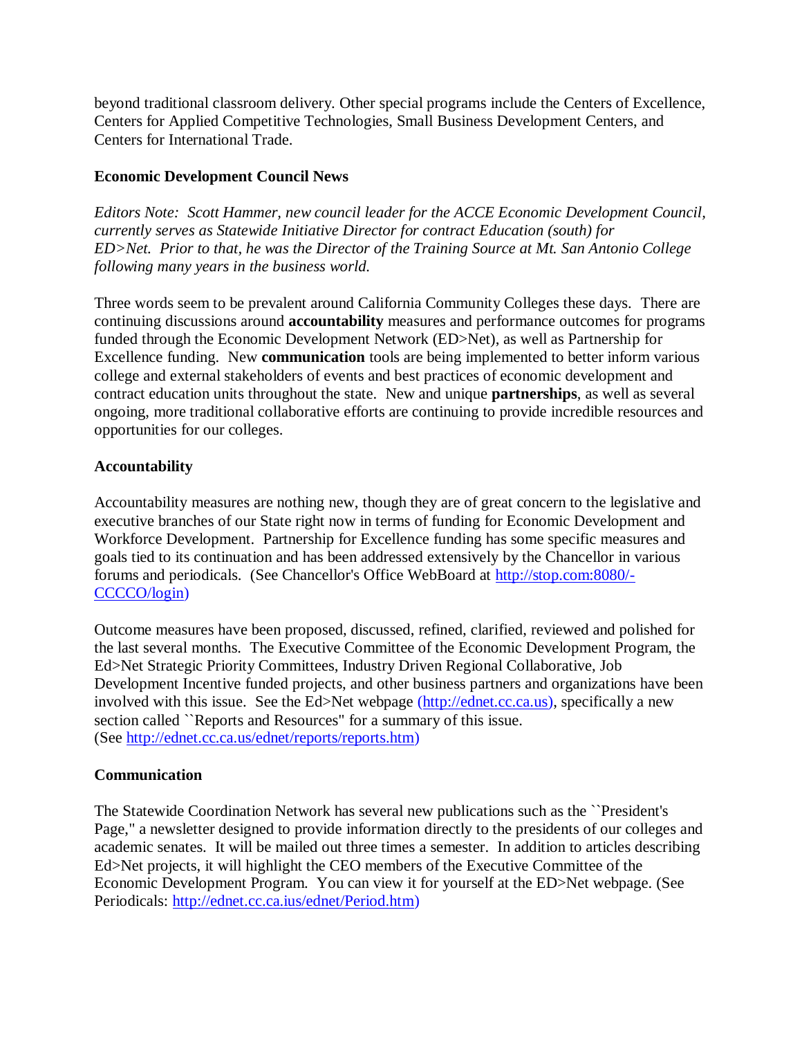beyond traditional classroom delivery. Other special programs include the Centers of Excellence, Centers for Applied Competitive Technologies, Small Business Development Centers, and Centers for International Trade.

### Economic Development Council News

*Editors Note: Scott Hammer, new council leader for the ACCE Economic Development Council, currently serves as Statewide Initiative Director for contract Education (south) for ED>Net. Prior to that, he was the Director of the Training Source at Mt. San Antonio College following many years in the business world.*

Three words seem to be prevalent around California Community Colleges these days. There are continuing discussions around **accountability** measures and performance outcomes for programs funded through the Economic Development Network (ED>Net), as well as Partnership for Excellence funding. New **communication** tools are being implemented to better inform various college and external stakeholders of events and best practices of economic development and contract education units throughout the state. New and unique **partnerships**, as well as several ongoing, more traditional collaborative efforts are continuing to provide incredible resources and opportunities for our colleges.

### Accountability

Accountability measures are nothing new, though they are of great concern to the legislative and executive branches of our State right now in terms of funding for Economic Development and Workforce Development. Partnership for Excellence funding has some specific measures and goals tied to its continuation and has been addressed extensively by the Chancellor in various forums and periodicals. (See Chancellor's Office WebBoard at http://stop.com:8080/-CCCCO/login)

Outcome measures have been proposed, discussed, refined, clarified, reviewed and polished for the last several months. The Executive Committee of the Economic Development Program, the Ed>Net Strategic Priority Committees, Industry Driven Regional Collaborative, Job Development Incentive funded projects, and other business partners and organizations have been involved with this issue. See the Ed>Net webpage (http://ednet.cc.ca.us), specifically a new section called ``Reports and Resources" for a summary of this issue. (See http://ednet.cc.ca.us/ednet/reports/reports.htm)

### Communication

The Statewide Coordination Network has several new publications such as the ``President's Page," a newsletter designed to provide information directly to the presidents of our colleges and academic senates. It will be mailed out three times a semester. In addition to articles describing Ed>Net projects, it will highlight the CEO members of the Executive Committee of the Economic Development Program. You can view it for yourself at the ED>Net webpage. (See Periodicals: http://ednet.cc.ca.ius/ednet/Period.htm)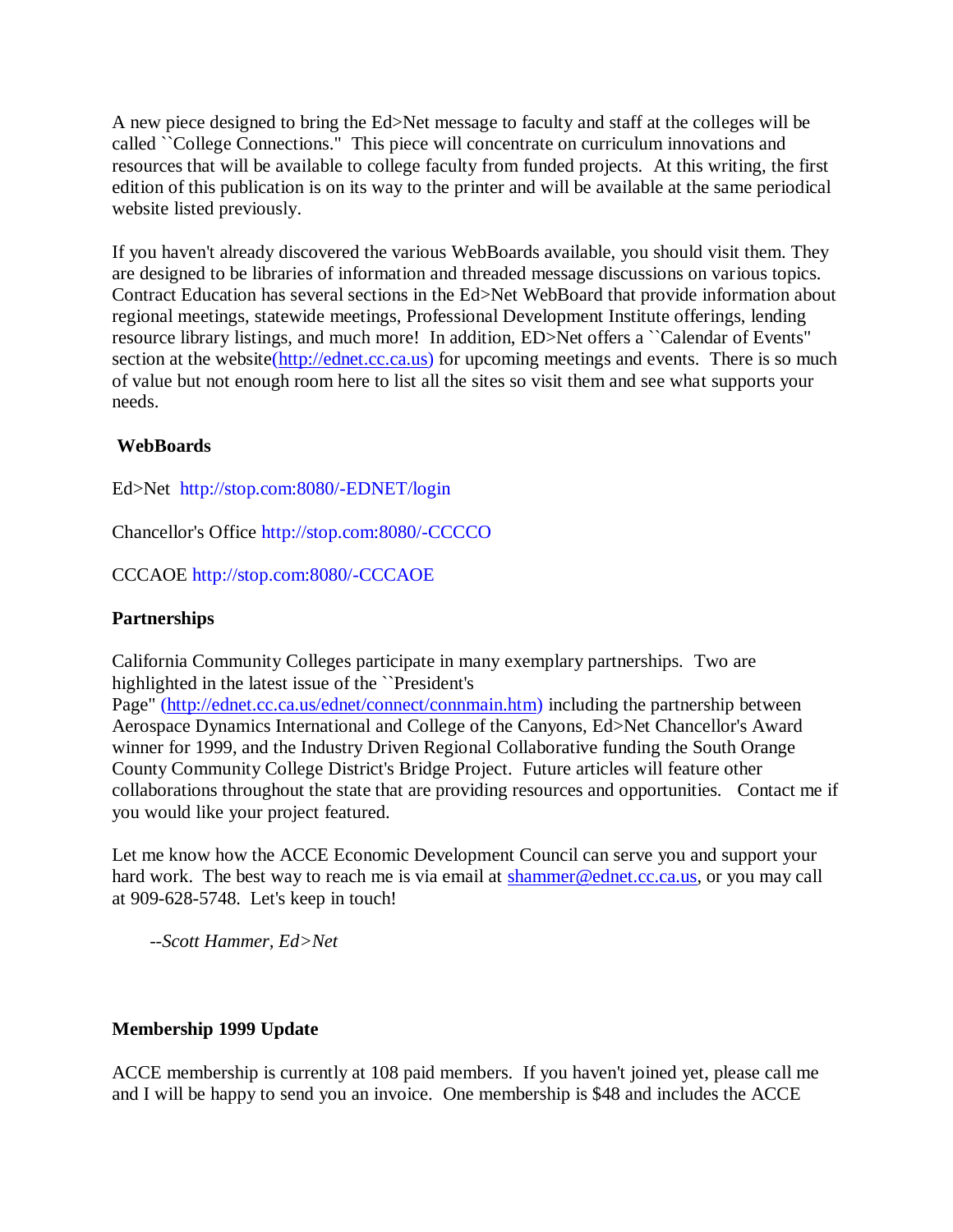A new piece designed to bring the Ed>Net message to faculty and staff at the colleges will be called ``College Connections." This piece will concentrate on curriculum innovations and resources that will be available to college faculty from funded projects. At this writing, the first edition of this publication is on its way to the printer and will be available at the same periodical website listed previously.

If you haven't already discovered the various WebBoards available, you should visit them. They are designed to be libraries of information and threaded message discussions on various topics. Contract Education has several sections in the Ed>Net WebBoard that provide information about regional meetings, statewide meetings, Professional Development Institute offerings, lending resource library listings, and much more! In addition, ED>Net offers a ``Calendar of Events" section at the website(http://ednet.cc.ca.us) for upcoming meetings and events. There is so much of value but not enough room here to list all the sites so visit them and see what supports your needs.

**WebBoards**

Ed>Net http://stop.com:8080/-EDNET/login

Chancellor's Office http://stop.com:8080/-CCCCO

CCCAOE http://stop.com:8080/-CCCAOE

**Partnerships**

California Community Colleges participate in many exemplary partnerships. Two are highlighted in the latest issue of the ``President's Page" (http://ednet.cc.ca.us/ednet/connect/connmain.htm) including the partnership between Aerospace Dynamics International and College of the Canyons, Ed>Net Chancellor's Award winner for 1999, and the Industry Driven Regional Collaborative funding the South Orange County Community College District's Bridge Project. Future articles will feature other collaborations throughout the state that are providing resources and opportunities. Contact me if you would like your project featured.

Let me know how the ACCE Economic Development Council can serve you and support your hard work. The best way to reach me is via email at shammer@ednet.cc.ca.us, or you may call at 909-628-5748. Let's keep in touch!

*--Scott Hammer, Ed>Net*

**Membership 1999 Update**

ACCE membership is currently at 108 paid members. If you haven't joined yet, please call me and I will be happy to send you an invoice. One membership is $48 and includes the ACCE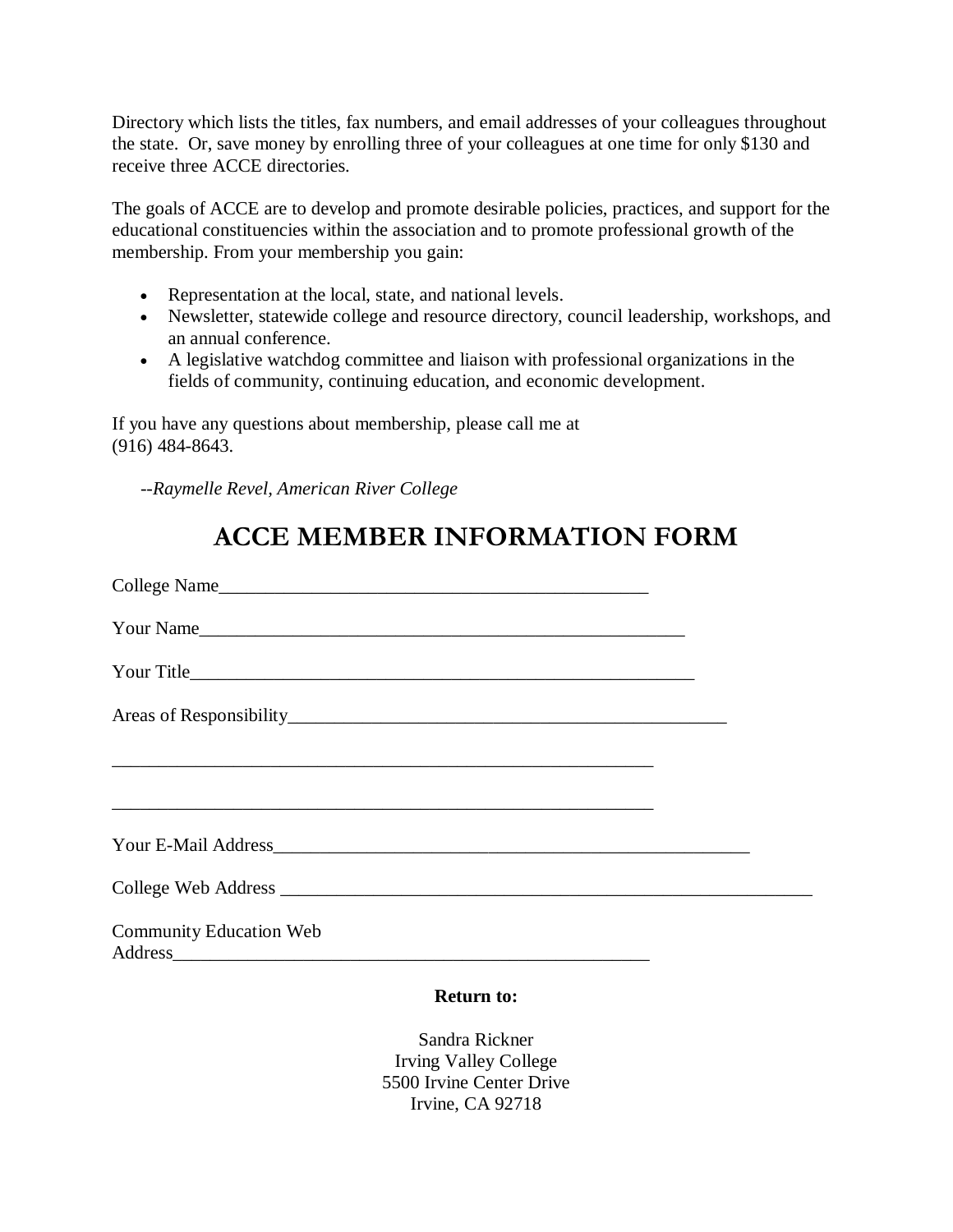Directory which lists the titles, fax numbers, and email addresses of your colleagues throughout the state. Or, save money by enrolling three of your colleagues at one time for only $130 and receive three ACCE directories.

The goals of ACCE are to develop and promote desirable policies, practices, and support for the educational constituencies within the association and to promote professional growth of the membership. From your membership you gain:

- Representation at the local, state, and national levels.
- Newsletter, statewide college and resource directory, council leadership, workshops, and an annual conference.
- A legislative watchdog committee and liaison with professional organizations in the fields of community, continuing education, and economic development.

If you have any questions about membership, please call me at (916) 484-8643.

--*Raymelle Revel, American River College*

# ACCE MEMBER INFORMATION FORM

College Name_______________________________________________

Your Name__________________________________________________

Your Title__________________________________________________

Areas of Responsibility________________________________________

____________________________________________________________

____________________________________________________________

Your E-Mail Address___________________________________________

College Web Address __________________________________________

Community Education Web Address_____________________________________

**Return to:**

Sandra Rickner
Irving Valley College
5500 Irvine Center Drive
Irvine, CA 92718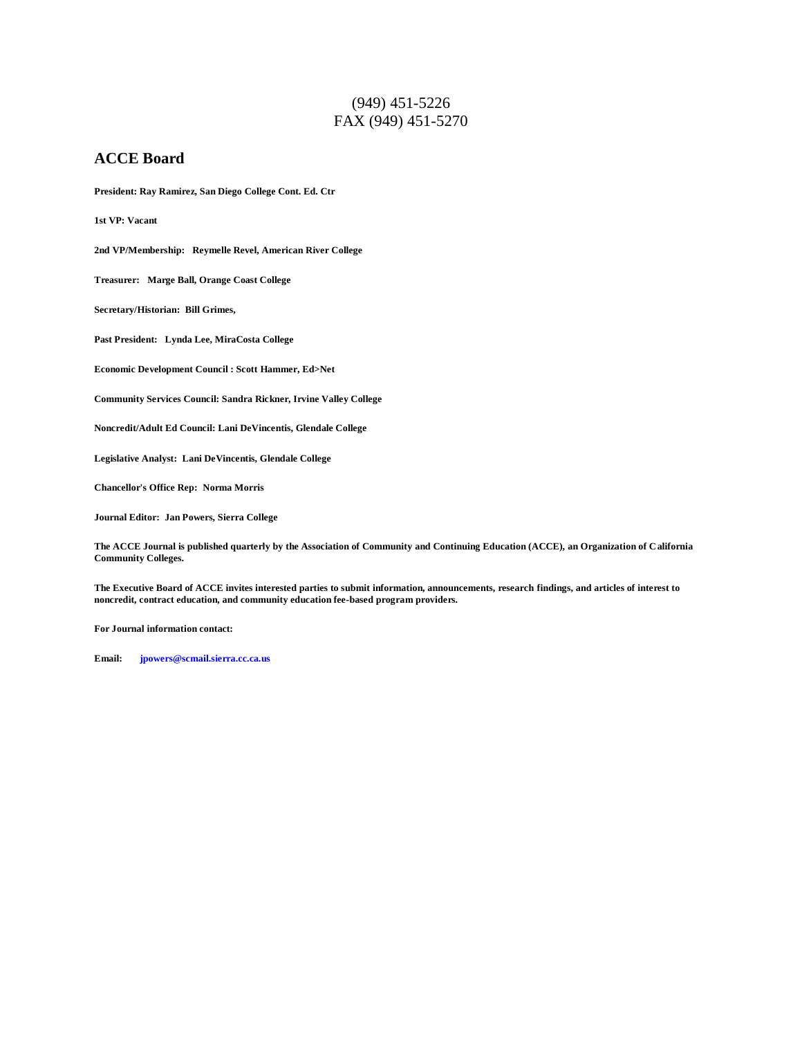(949) 451-5226
FAX (949) 451-5270

## ACCE Board

**President: Ray Ramirez, San Diego College Cont. Ed. Ctr**

**1st VP: Vacant**

**2nd VP/Membership: Reymelle Revel, American River College**

**Treasurer: Marge Ball, Orange Coast College**

**Secretary/Historian: Bill Grimes,**

**Past President: Lynda Lee, MiraCosta College**

**Economic Development Council : Scott Hammer, Ed>Net**

**Community Services Council: Sandra Rickner, Irvine Valley College**

**Noncredit/Adult Ed Council: Lani DeVincentis, Glendale College**

**Legislative Analyst: Lani DeVincentis, Glendale College**

**Chancellor's Office Rep: Norma Morris**

**Journal Editor: Jan Powers, Sierra College**

**The ACCE Journal is published quarterly by the Association of Community and Continuing Education (ACCE), an Organization of California Community Colleges.**

**The Executive Board of ACCE invites interested parties to submit information, announcements, research findings, and articles of interest to noncredit, contract education, and community education fee-based program providers.**

**For Journal information contact:**

**Email: jpowers@scmail.sierra.cc.ca.us**